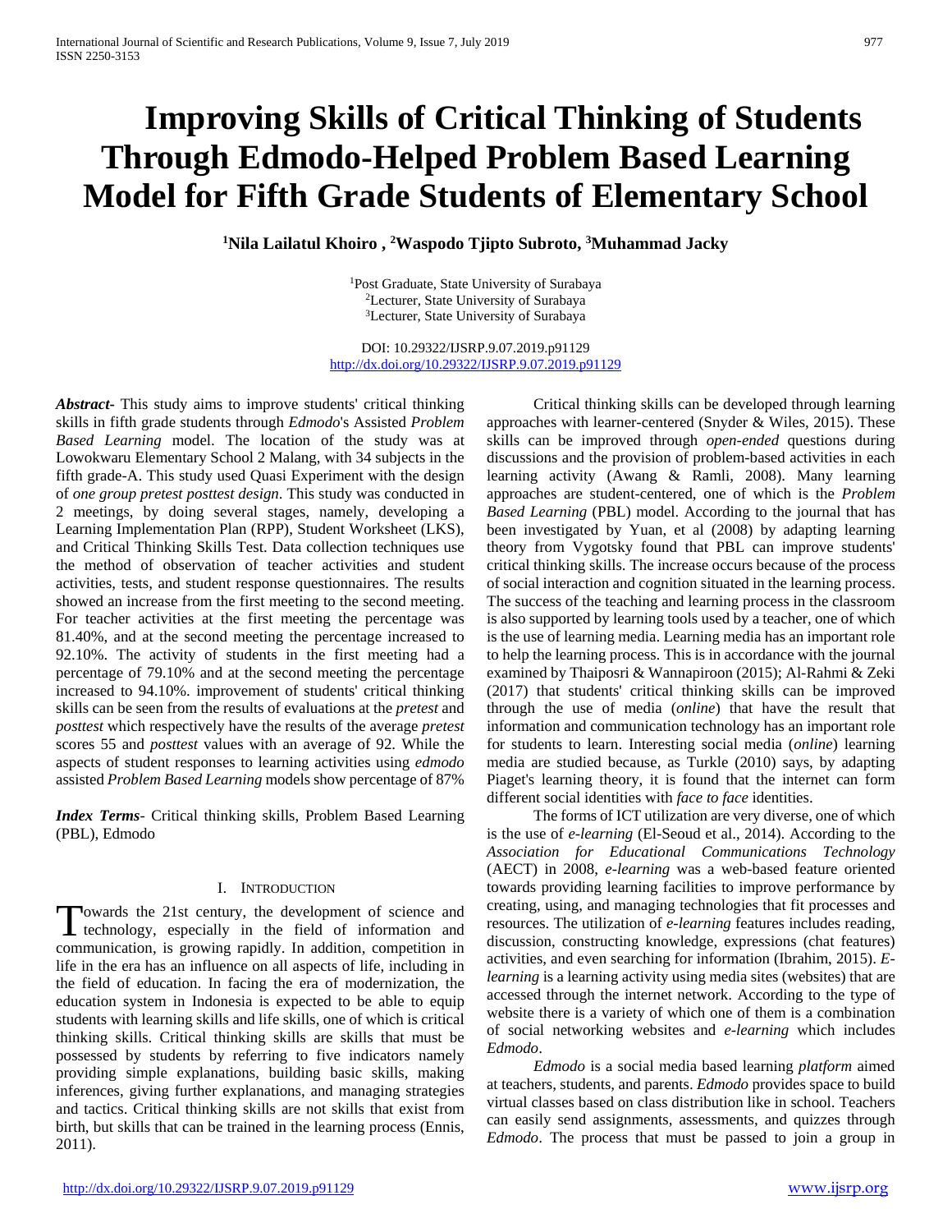# Improving Skills of Critical Thinking of Students Through Edmodo-Helped Problem Based Learning Model for Fifth Grade Students of Elementary School

**[1]Nila Lailatul Khoiro , [2]Waspodo Tjipto Subroto, [3]Muhammad Jacky**

[1]Post Graduate, State University of Surabaya
[2]Lecturer, State University of Surabaya
[3]Lecturer, State University of Surabaya

DOI: 10.29322/IJSRP.9.07.2019.p91129
http://dx.doi.org/10.29322/IJSRP.9.07.2019.p91129

***Abstract***- This study aims to improve students' critical thinking skills in fifth grade students through *Edmodo*'s Assisted *Problem Based Learning* model. The location of the study was at Lowokwaru Elementary School 2 Malang, with 34 subjects in the fifth grade-A. This study used Quasi Experiment with the design of *one group pretest posttest design*. This study was conducted in 2 meetings, by doing several stages, namely, developing a Learning Implementation Plan (RPP), Student Worksheet (LKS), and Critical Thinking Skills Test. Data collection techniques use the method of observation of teacher activities and student activities, tests, and student response questionnaires. The results showed an increase from the first meeting to the second meeting. For teacher activities at the first meeting the percentage was 81.40%, and at the second meeting the percentage increased to 92.10%. The activity of students in the first meeting had a percentage of 79.10% and at the second meeting the percentage increased to 94.10%. improvement of students' critical thinking skills can be seen from the results of evaluations at the *pretest* and *posttest* which respectively have the results of the average *pretest* scores 55 and *posttest* values with an average of 92. While the aspects of student responses to learning activities using *edmodo* assisted *Problem Based Learning* models show percentage of 87%

***Index Terms***- Critical thinking skills, Problem Based Learning (PBL), Edmodo

## I. Introduction

Towards the 21st century, the development of science and technology, especially in the field of information and communication, is growing rapidly. In addition, competition in life in the era has an influence on all aspects of life, including in the field of education. In facing the era of modernization, the education system in Indonesia is expected to be able to equip students with learning skills and life skills, one of which is critical thinking skills. Critical thinking skills are skills that must be possessed by students by referring to five indicators namely providing simple explanations, building basic skills, making inferences, giving further explanations, and managing strategies and tactics. Critical thinking skills are not skills that exist from birth, but skills that can be trained in the learning process (Ennis, 2011).

Critical thinking skills can be developed through learning approaches with learner-centered (Snyder & Wiles, 2015). These skills can be improved through *open-ended* questions during discussions and the provision of problem-based activities in each learning activity (Awang & Ramli, 2008). Many learning approaches are student-centered, one of which is the *Problem Based Learning* (PBL) model. According to the journal that has been investigated by Yuan, et al (2008) by adapting learning theory from Vygotsky found that PBL can improve students' critical thinking skills. The increase occurs because of the process of social interaction and cognition situated in the learning process. The success of the teaching and learning process in the classroom is also supported by learning tools used by a teacher, one of which is the use of learning media. Learning media has an important role to help the learning process. This is in accordance with the journal examined by Thaiposri & Wannapiroon (2015); Al-Rahmi & Zeki (2017) that students' critical thinking skills can be improved through the use of media (*online*) that have the result that information and communication technology has an important role for students to learn. Interesting social media (*online*) learning media are studied because, as Turkle (2010) says, by adapting Piaget's learning theory, it is found that the internet can form different social identities with *face to face* identities.

The forms of ICT utilization are very diverse, one of which is the use of *e-learning* (El-Seoud et al., 2014). According to the *Association for Educational Communications Technology* (AECT) in 2008, *e-learning* was a web-based feature oriented towards providing learning facilities to improve performance by creating, using, and managing technologies that fit processes and resources. The utilization of *e-learning* features includes reading, discussion, constructing knowledge, expressions (chat features) activities, and even searching for information (Ibrahim, 2015). *E-learning* is a learning activity using media sites (websites) that are accessed through the internet network. According to the type of website there is a variety of which one of them is a combination of social networking websites and *e-learning* which includes *Edmodo*.

*Edmodo* is a social media based learning *platform* aimed at teachers, students, and parents. *Edmodo* provides space to build virtual classes based on class distribution like in school. Teachers can easily send assignments, assessments, and quizzes through *Edmodo*. The process that must be passed to join a group in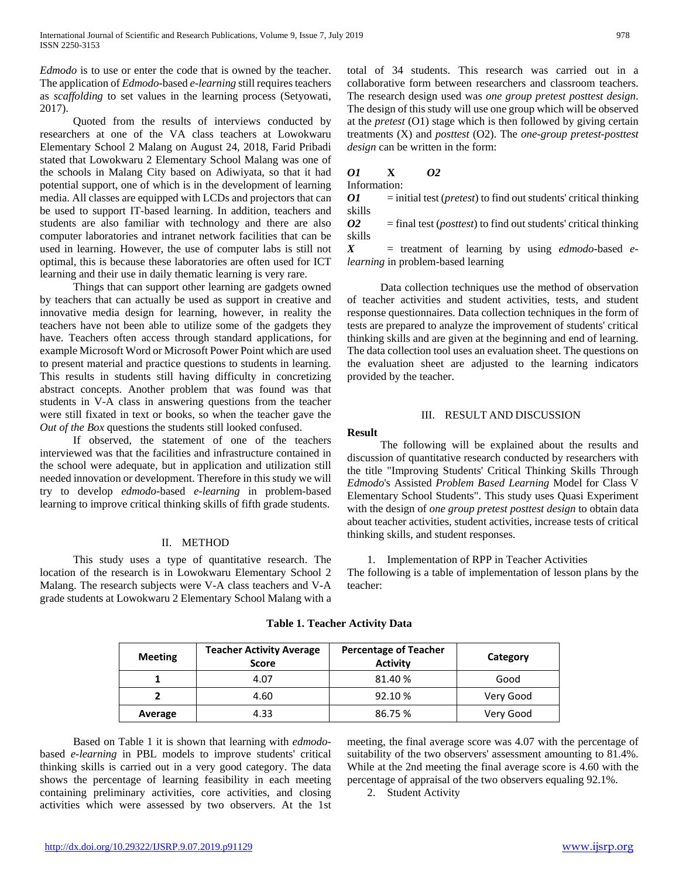*Edmodo* is to use or enter the code that is owned by the teacher. The application of *Edmodo*-based *e-learning* still requires teachers as *scaffolding* to set values in the learning process (Setyowati, 2017).

Quoted from the results of interviews conducted by researchers at one of the VA class teachers at Lowokwaru Elementary School 2 Malang on August 24, 2018, Farid Pribadi stated that Lowokwaru 2 Elementary School Malang was one of the schools in Malang City based on Adiwiyata, so that it had potential support, one of which is in the development of learning media. All classes are equipped with LCDs and projectors that can be used to support IT-based learning. In addition, teachers and students are also familiar with technology and there are also computer laboratories and intranet network facilities that can be used in learning. However, the use of computer labs is still not optimal, this is because these laboratories are often used for ICT learning and their use in daily thematic learning is very rare.

Things that can support other learning are gadgets owned by teachers that can actually be used as support in creative and innovative media design for learning, however, in reality the teachers have not been able to utilize some of the gadgets they have. Teachers often access through standard applications, for example Microsoft Word or Microsoft Power Point which are used to present material and practice questions to students in learning. This results in students still having difficulty in concretizing abstract concepts. Another problem that was found was that students in V-A class in answering questions from the teacher were still fixated in text or books, so when the teacher gave the *Out of the Box* questions the students still looked confused.

If observed, the statement of one of the teachers interviewed was that the facilities and infrastructure contained in the school were adequate, but in application and utilization still needed innovation or development. Therefore in this study we will try to develop *edmodo*-based *e-learning* in problem-based learning to improve critical thinking skills of fifth grade students.

## II. METHOD

This study uses a type of quantitative research. The location of the research is in Lowokwaru Elementary School 2 Malang. The research subjects were V-A class teachers and V-A grade students at Lowokwaru 2 Elementary School Malang with a total of 34 students. This research was carried out in a collaborative form between researchers and classroom teachers. The research design used was *one group pretest posttest design*. The design of this study will use one group which will be observed at the *pretest* (O1) stage which is then followed by giving certain treatments (X) and *posttest* (O2). The *one-group pretest-posttest design* can be written in the form:

***O1*** **X** ***O2***

Information:

***O1*** = initial test (*pretest*) to find out students' critical thinking skills

***O2*** = final test (*posttest*) to find out students' critical thinking skills

***X*** = treatment of learning by using *edmodo*-based *e-learning* in problem-based learning

Data collection techniques use the method of observation of teacher activities and student activities, tests, and student response questionnaires. Data collection techniques in the form of tests are prepared to analyze the improvement of students' critical thinking skills and are given at the beginning and end of learning. The data collection tool uses an evaluation sheet. The questions on the evaluation sheet are adjusted to the learning indicators provided by the teacher.

## III. RESULT AND DISCUSSION

**Result**

The following will be explained about the results and discussion of quantitative research conducted by researchers with the title "Improving Students' Critical Thinking Skills Through *Edmodo*'s Assisted *Problem Based Learning* Model for Class V Elementary School Students". This study uses Quasi Experiment with the design of *one group pretest posttest design* to obtain data about teacher activities, student activities, increase tests of critical thinking skills, and student responses.

1. Implementation of RPP in Teacher Activities

The following is a table of implementation of lesson plans by the teacher:

**Table 1. Teacher Activity Data**

| Meeting | Teacher Activity Average Score | Percentage of Teacher Activity | Category |
|---|---|---|---|
| 1 | 4.07 | 81.40 % | Good |
| 2 | 4.60 | 92.10 % | Very Good |
| Average | 4.33 | 86.75 % | Very Good |

Based on Table 1 it is shown that learning with *edmodo*-based *e-learning* in PBL models to improve students' critical thinking skills is carried out in a very good category. The data shows the percentage of learning feasibility in each meeting containing preliminary activities, core activities, and closing activities which were assessed by two observers. At the 1st meeting, the final average score was 4.07 with the percentage of suitability of the two observers' assessment amounting to 81.4%. While at the 2nd meeting the final average score is 4.60 with the percentage of appraisal of the two observers equaling 92.1%.

2. Student Activity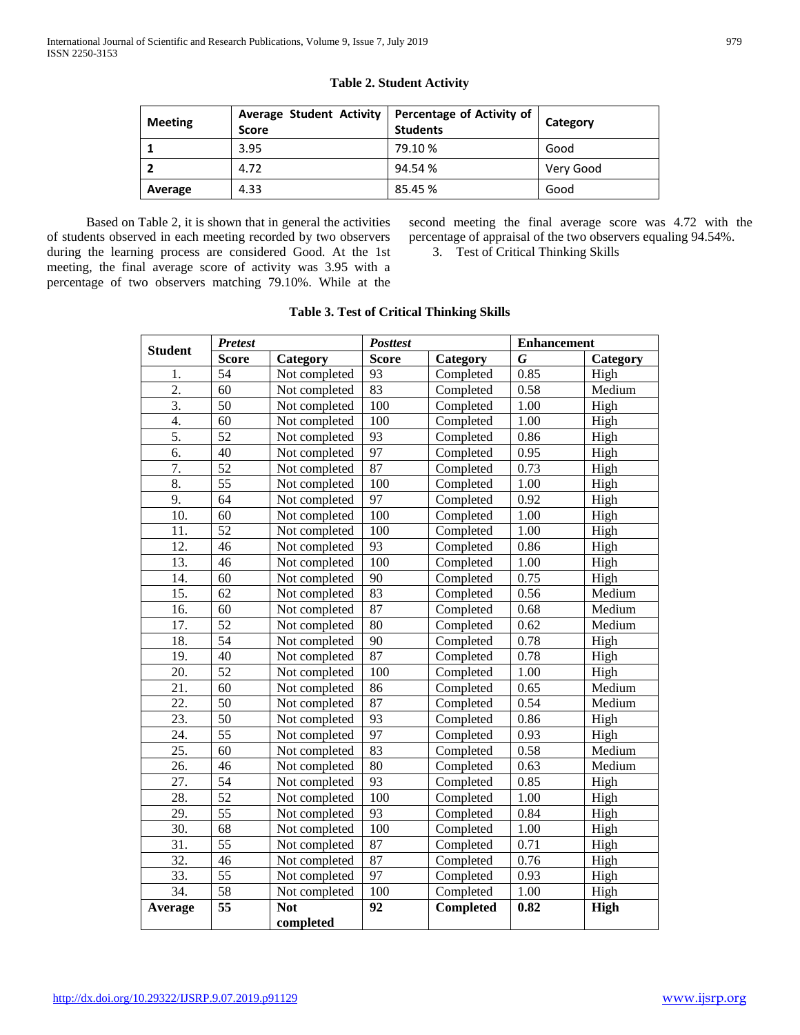**Table 2. Student Activity**

| Meeting | Average Student Activity Score | Percentage of Activity of Students | Category |
|---|---|---|---|
| 1 | 3.95 | 79.10 % | Good |
| 2 | 4.72 | 94.54 % | Very Good |
| Average | 4.33 | 85.45 % | Good |

Based on Table 2, it is shown that in general the activities of students observed in each meeting recorded by two observers during the learning process are considered Good. At the 1st meeting, the final average score of activity was 3.95 with a percentage of two observers matching 79.10%. While at the second meeting the final average score was 4.72 with the percentage of appraisal of the two observers equaling 94.54%.

3. Test of Critical Thinking Skills

**Table 3. Test of Critical Thinking Skills**

| Student | *Pretest* | | *Posttest* | | Enhancement | |
|---|---|---|---|---|---|---|
| | Score | Category | Score | Category | *G* | Category |
| 1. | 54 | Not completed | 93 | Completed | 0.85 | High |
| 2. | 60 | Not completed | 83 | Completed | 0.58 | Medium |
| 3. | 50 | Not completed | 100 | Completed | 1.00 | High |
| 4. | 60 | Not completed | 100 | Completed | 1.00 | High |
| 5. | 52 | Not completed | 93 | Completed | 0.86 | High |
| 6. | 40 | Not completed | 97 | Completed | 0.95 | High |
| 7. | 52 | Not completed | 87 | Completed | 0.73 | High |
| 8. | 55 | Not completed | 100 | Completed | 1.00 | High |
| 9. | 64 | Not completed | 97 | Completed | 0.92 | High |
| 10. | 60 | Not completed | 100 | Completed | 1.00 | High |
| 11. | 52 | Not completed | 100 | Completed | 1.00 | High |
| 12. | 46 | Not completed | 93 | Completed | 0.86 | High |
| 13. | 46 | Not completed | 100 | Completed | 1.00 | High |
| 14. | 60 | Not completed | 90 | Completed | 0.75 | High |
| 15. | 62 | Not completed | 83 | Completed | 0.56 | Medium |
| 16. | 60 | Not completed | 87 | Completed | 0.68 | Medium |
| 17. | 52 | Not completed | 80 | Completed | 0.62 | Medium |
| 18. | 54 | Not completed | 90 | Completed | 0.78 | High |
| 19. | 40 | Not completed | 87 | Completed | 0.78 | High |
| 20. | 52 | Not completed | 100 | Completed | 1.00 | High |
| 21. | 60 | Not completed | 86 | Completed | 0.65 | Medium |
| 22. | 50 | Not completed | 87 | Completed | 0.54 | Medium |
| 23. | 50 | Not completed | 93 | Completed | 0.86 | High |
| 24. | 55 | Not completed | 97 | Completed | 0.93 | High |
| 25. | 60 | Not completed | 83 | Completed | 0.58 | Medium |
| 26. | 46 | Not completed | 80 | Completed | 0.63 | Medium |
| 27. | 54 | Not completed | 93 | Completed | 0.85 | High |
| 28. | 52 | Not completed | 100 | Completed | 1.00 | High |
| 29. | 55 | Not completed | 93 | Completed | 0.84 | High |
| 30. | 68 | Not completed | 100 | Completed | 1.00 | High |
| 31. | 55 | Not completed | 87 | Completed | 0.71 | High |
| 32. | 46 | Not completed | 87 | Completed | 0.76 | High |
| 33. | 55 | Not completed | 97 | Completed | 0.93 | High |
| 34. | 58 | Not completed | 100 | Completed | 1.00 | High |
| **Average** | **55** | **Not completed** | **92** | **Completed** | **0.82** | **High** |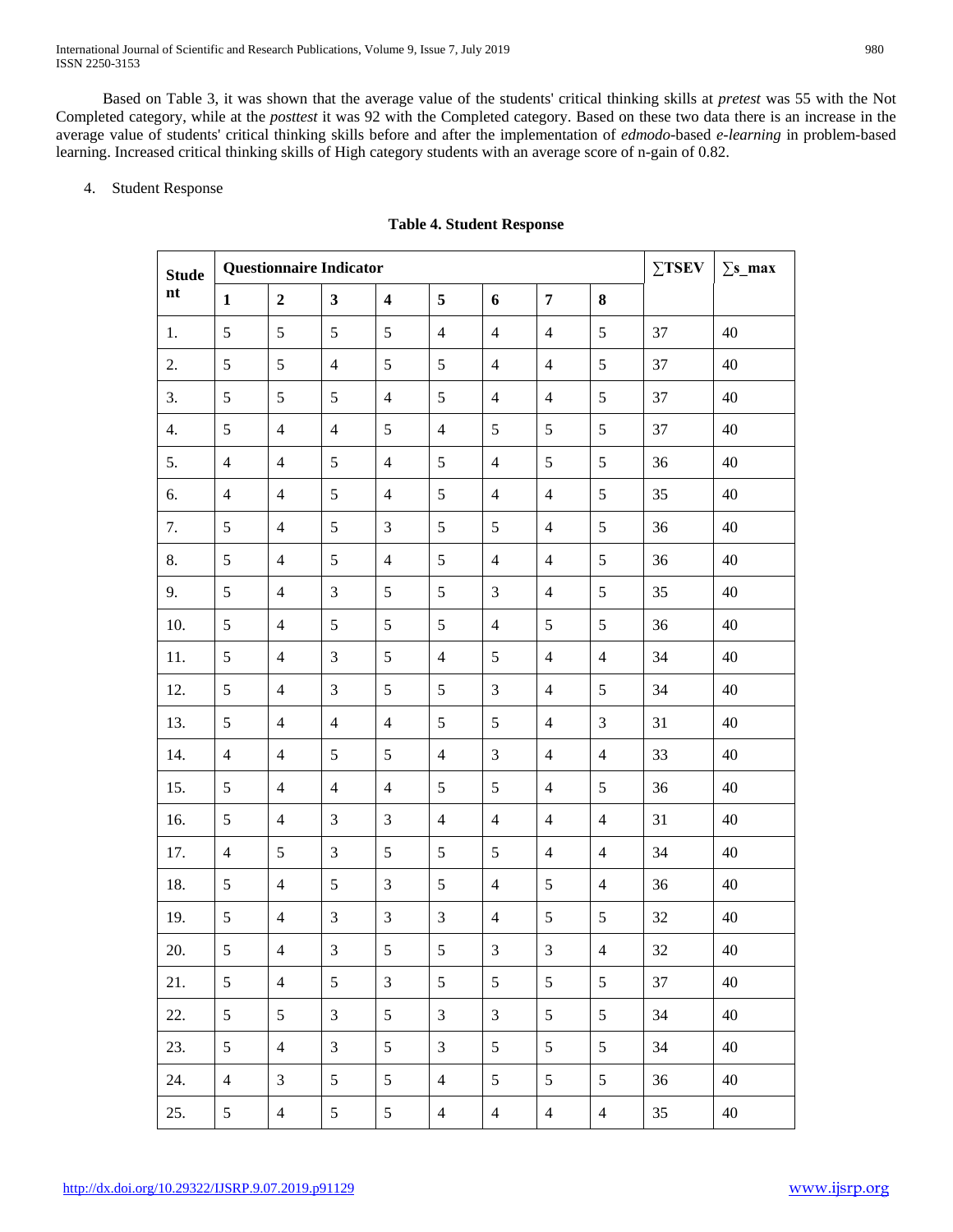Based on Table 3, it was shown that the average value of the students' critical thinking skills at *pretest* was 55 with the Not Completed category, while at the *posttest* it was 92 with the Completed category. Based on these two data there is an increase in the average value of students' critical thinking skills before and after the implementation of *edmodo*-based *e-learning* in problem-based learning. Increased critical thinking skills of High category students with an average score of n-gain of 0.82.

4. Student Response

**Table 4. Student Response**

| Student | Questionnaire Indicator | | | | | | | | ∑TSEV | ∑s_max |
|---|---|---|---|---|---|---|---|---|---|---|
| | 1 | 2 | 3 | 4 | 5 | 6 | 7 | 8 | | |
| 1. | 5 | 5 | 5 | 5 | 4 | 4 | 4 | 5 | 37 | 40 |
| 2. | 5 | 5 | 4 | 5 | 5 | 4 | 4 | 5 | 37 | 40 |
| 3. | 5 | 5 | 5 | 4 | 5 | 4 | 4 | 5 | 37 | 40 |
| 4. | 5 | 4 | 4 | 5 | 4 | 5 | 5 | 5 | 37 | 40 |
| 5. | 4 | 4 | 5 | 4 | 5 | 4 | 5 | 5 | 36 | 40 |
| 6. | 4 | 4 | 5 | 4 | 5 | 4 | 4 | 5 | 35 | 40 |
| 7. | 5 | 4 | 5 | 3 | 5 | 5 | 4 | 5 | 36 | 40 |
| 8. | 5 | 4 | 5 | 4 | 5 | 4 | 4 | 5 | 36 | 40 |
| 9. | 5 | 4 | 3 | 5 | 5 | 3 | 4 | 5 | 35 | 40 |
| 10. | 5 | 4 | 5 | 5 | 5 | 4 | 5 | 5 | 36 | 40 |
| 11. | 5 | 4 | 3 | 5 | 4 | 5 | 4 | 4 | 34 | 40 |
| 12. | 5 | 4 | 3 | 5 | 5 | 3 | 4 | 5 | 34 | 40 |
| 13. | 5 | 4 | 4 | 4 | 5 | 5 | 4 | 3 | 31 | 40 |
| 14. | 4 | 4 | 5 | 5 | 4 | 3 | 4 | 4 | 33 | 40 |
| 15. | 5 | 4 | 4 | 4 | 5 | 5 | 4 | 5 | 36 | 40 |
| 16. | 5 | 4 | 3 | 3 | 4 | 4 | 4 | 4 | 31 | 40 |
| 17. | 4 | 5 | 3 | 5 | 5 | 5 | 4 | 4 | 34 | 40 |
| 18. | 5 | 4 | 5 | 3 | 5 | 4 | 5 | 4 | 36 | 40 |
| 19. | 5 | 4 | 3 | 3 | 3 | 4 | 5 | 5 | 32 | 40 |
| 20. | 5 | 4 | 3 | 5 | 5 | 3 | 3 | 4 | 32 | 40 |
| 21. | 5 | 4 | 5 | 3 | 5 | 5 | 5 | 5 | 37 | 40 |
| 22. | 5 | 5 | 3 | 5 | 3 | 3 | 5 | 5 | 34 | 40 |
| 23. | 5 | 4 | 3 | 5 | 3 | 5 | 5 | 5 | 34 | 40 |
| 24. | 4 | 3 | 5 | 5 | 4 | 5 | 5 | 5 | 36 | 40 |
| 25. | 5 | 4 | 5 | 5 | 4 | 4 | 4 | 4 | 35 | 40 |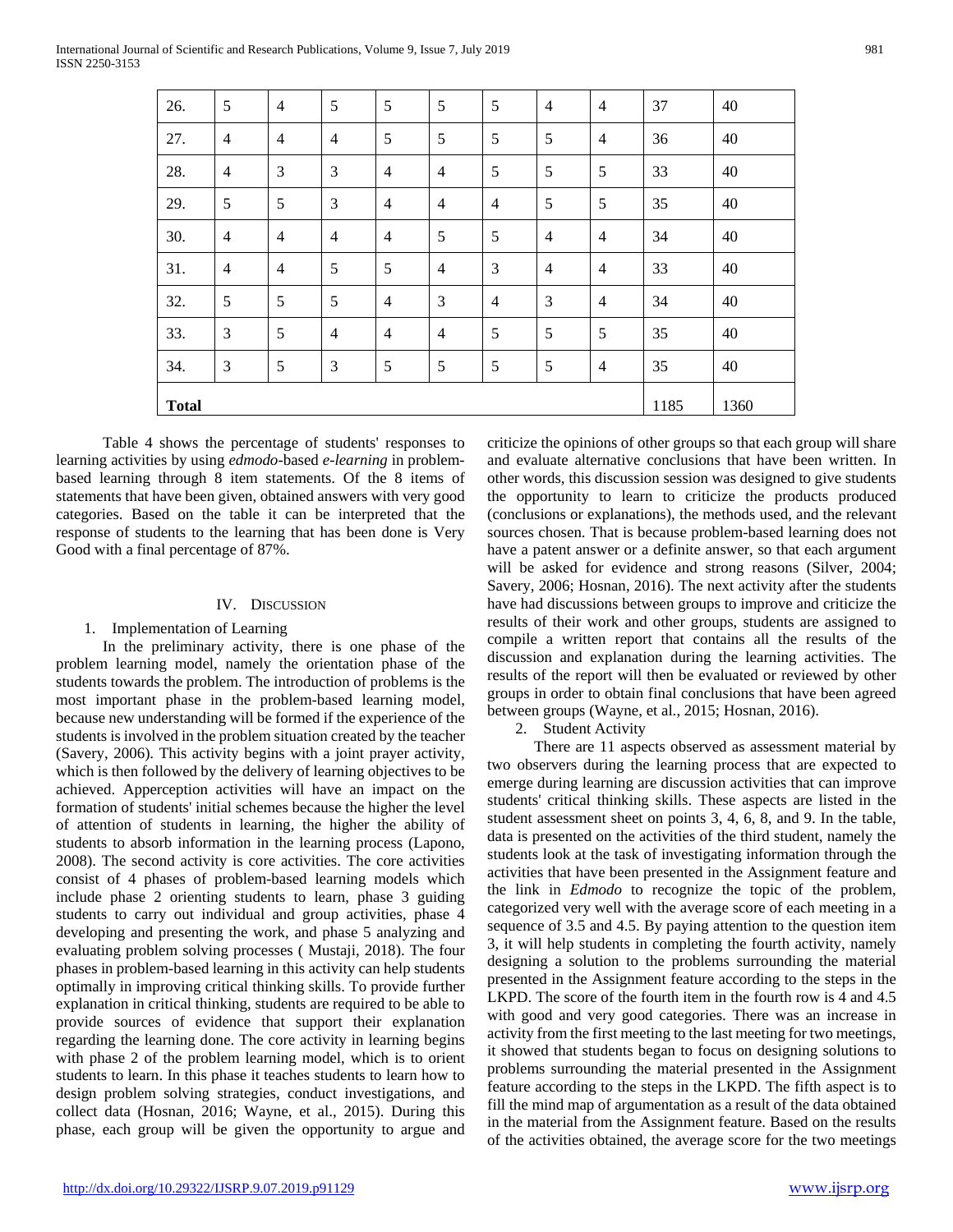| 26. | 5 | 4 | 5 | 5 | 5 | 5 | 4 | 4 | 37 | 40 |
|---|---|---|---|---|---|---|---|---|---|---|
| 27. | 4 | 4 | 4 | 5 | 5 | 5 | 5 | 4 | 36 | 40 |
| 28. | 4 | 3 | 3 | 4 | 4 | 5 | 5 | 5 | 33 | 40 |
| 29. | 5 | 5 | 3 | 4 | 4 | 4 | 5 | 5 | 35 | 40 |
| 30. | 4 | 4 | 4 | 4 | 5 | 5 | 4 | 4 | 34 | 40 |
| 31. | 4 | 4 | 5 | 5 | 4 | 3 | 4 | 4 | 33 | 40 |
| 32. | 5 | 5 | 5 | 4 | 3 | 4 | 3 | 4 | 34 | 40 |
| 33. | 3 | 5 | 4 | 4 | 4 | 5 | 5 | 5 | 35 | 40 |
| 34. | 3 | 5 | 3 | 5 | 5 | 5 | 5 | 4 | 35 | 40 |
| **Total** | | | | | | | | | 1185 | 1360 |

Table 4 shows the percentage of students' responses to learning activities by using *edmodo*-based *e-learning* in problem-based learning through 8 item statements. Of the 8 items of statements that have been given, obtained answers with very good categories. Based on the table it can be interpreted that the response of students to the learning that has been done is Very Good with a final percentage of 87%.

## IV. Discussion

### 1. Implementation of Learning

In the preliminary activity, there is one phase of the problem learning model, namely the orientation phase of the students towards the problem. The introduction of problems is the most important phase in the problem-based learning model, because new understanding will be formed if the experience of the students is involved in the problem situation created by the teacher (Savery, 2006). This activity begins with a joint prayer activity, which is then followed by the delivery of learning objectives to be achieved. Apperception activities will have an impact on the formation of students' initial schemes because the higher the level of attention of students in learning, the higher the ability of students to absorb information in the learning process (Lapono, 2008). The second activity is core activities. The core activities consist of 4 phases of problem-based learning models which include phase 2 orienting students to learn, phase 3 guiding students to carry out individual and group activities, phase 4 developing and presenting the work, and phase 5 analyzing and evaluating problem solving processes ( Mustaji, 2018). The four phases in problem-based learning in this activity can help students optimally in improving critical thinking skills. To provide further explanation in critical thinking, students are required to be able to provide sources of evidence that support their explanation regarding the learning done. The core activity in learning begins with phase 2 of the problem learning model, which is to orient students to learn. In this phase it teaches students to learn how to design problem solving strategies, conduct investigations, and collect data (Hosnan, 2016; Wayne, et al., 2015). During this phase, each group will be given the opportunity to argue and criticize the opinions of other groups so that each group will share and evaluate alternative conclusions that have been written. In other words, this discussion session was designed to give students the opportunity to learn to criticize the products produced (conclusions or explanations), the methods used, and the relevant sources chosen. That is because problem-based learning does not have a patent answer or a definite answer, so that each argument will be asked for evidence and strong reasons (Silver, 2004; Savery, 2006; Hosnan, 2016). The next activity after the students have had discussions between groups to improve and criticize the results of their work and other groups, students are assigned to compile a written report that contains all the results of the discussion and explanation during the learning activities. The results of the report will then be evaluated or reviewed by other groups in order to obtain final conclusions that have been agreed between groups (Wayne, et al., 2015; Hosnan, 2016).

### 2. Student Activity

There are 11 aspects observed as assessment material by two observers during the learning process that are expected to emerge during learning are discussion activities that can improve students' critical thinking skills. These aspects are listed in the student assessment sheet on points 3, 4, 6, 8, and 9. In the table, data is presented on the activities of the third student, namely the students look at the task of investigating information through the activities that have been presented in the Assignment feature and the link in *Edmodo* to recognize the topic of the problem, categorized very well with the average score of each meeting in a sequence of 3.5 and 4.5. By paying attention to the question item 3, it will help students in completing the fourth activity, namely designing a solution to the problems surrounding the material presented in the Assignment feature according to the steps in the LKPD. The score of the fourth item in the fourth row is 4 and 4.5 with good and very good categories. There was an increase in activity from the first meeting to the last meeting for two meetings, it showed that students began to focus on designing solutions to problems surrounding the material presented in the Assignment feature according to the steps in the LKPD. The fifth aspect is to fill the mind map of argumentation as a result of the data obtained in the material from the Assignment feature. Based on the results of the activities obtained, the average score for the two meetings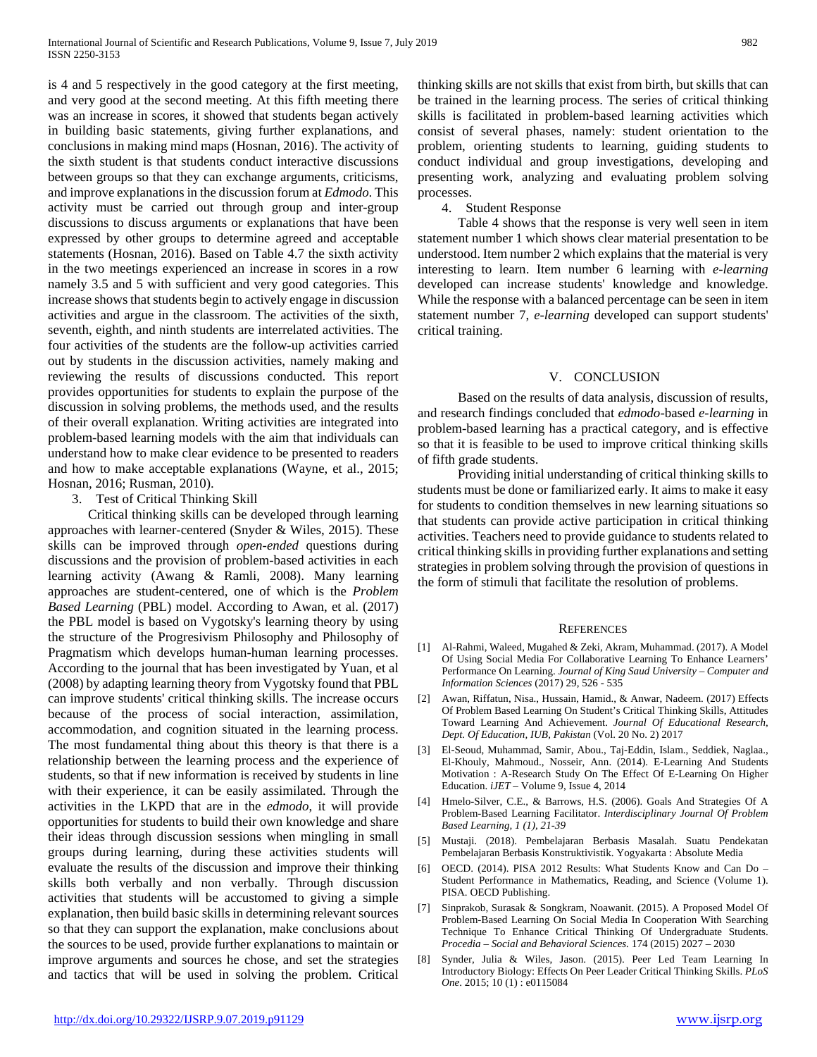is 4 and 5 respectively in the good category at the first meeting, and very good at the second meeting. At this fifth meeting there was an increase in scores, it showed that students began actively in building basic statements, giving further explanations, and conclusions in making mind maps (Hosnan, 2016). The activity of the sixth student is that students conduct interactive discussions between groups so that they can exchange arguments, criticisms, and improve explanations in the discussion forum at *Edmodo*. This activity must be carried out through group and inter-group discussions to discuss arguments or explanations that have been expressed by other groups to determine agreed and acceptable statements (Hosnan, 2016). Based on Table 4.7 the sixth activity in the two meetings experienced an increase in scores in a row namely 3.5 and 5 with sufficient and very good categories. This increase shows that students begin to actively engage in discussion activities and argue in the classroom. The activities of the sixth, seventh, eighth, and ninth students are interrelated activities. The four activities of the students are the follow-up activities carried out by students in the discussion activities, namely making and reviewing the results of discussions conducted. This report provides opportunities for students to explain the purpose of the discussion in solving problems, the methods used, and the results of their overall explanation. Writing activities are integrated into problem-based learning models with the aim that individuals can understand how to make clear evidence to be presented to readers and how to make acceptable explanations (Wayne, et al., 2015; Hosnan, 2016; Rusman, 2010).

3. Test of Critical Thinking Skill

Critical thinking skills can be developed through learning approaches with learner-centered (Snyder & Wiles, 2015). These skills can be improved through *open-ended* questions during discussions and the provision of problem-based activities in each learning activity (Awang & Ramli, 2008). Many learning approaches are student-centered, one of which is the *Problem Based Learning* (PBL) model. According to Awan, et al. (2017) the PBL model is based on Vygotsky's learning theory by using the structure of the Progresivism Philosophy and Philosophy of Pragmatism which develops human-human learning processes. According to the journal that has been investigated by Yuan, et al (2008) by adapting learning theory from Vygotsky found that PBL can improve students' critical thinking skills. The increase occurs because of the process of social interaction, assimilation, accommodation, and cognition situated in the learning process. The most fundamental thing about this theory is that there is a relationship between the learning process and the experience of students, so that if new information is received by students in line with their experience, it can be easily assimilated. Through the activities in the LKPD that are in the *edmodo*, it will provide opportunities for students to build their own knowledge and share their ideas through discussion sessions when mingling in small groups during learning, during these activities students will evaluate the results of the discussion and improve their thinking skills both verbally and non verbally. Through discussion activities that students will be accustomed to giving a simple explanation, then build basic skills in determining relevant sources so that they can support the explanation, make conclusions about the sources to be used, provide further explanations to maintain or improve arguments and sources he chose, and set the strategies and tactics that will be used in solving the problem. Critical thinking skills are not skills that exist from birth, but skills that can be trained in the learning process. The series of critical thinking skills is facilitated in problem-based learning activities which consist of several phases, namely: student orientation to the problem, orienting students to learning, guiding students to conduct individual and group investigations, developing and presenting work, analyzing and evaluating problem solving processes.

4. Student Response

Table 4 shows that the response is very well seen in item statement number 1 which shows clear material presentation to be understood. Item number 2 which explains that the material is very interesting to learn. Item number 6 learning with *e-learning* developed can increase students' knowledge and knowledge. While the response with a balanced percentage can be seen in item statement number 7, *e-learning* developed can support students' critical training.

## V. CONCLUSION

Based on the results of data analysis, discussion of results, and research findings concluded that *edmodo*-based *e-learning* in problem-based learning has a practical category, and is effective so that it is feasible to be used to improve critical thinking skills of fifth grade students.

Providing initial understanding of critical thinking skills to students must be done or familiarized early. It aims to make it easy for students to condition themselves in new learning situations so that students can provide active participation in critical thinking activities. Teachers need to provide guidance to students related to critical thinking skills in providing further explanations and setting strategies in problem solving through the provision of questions in the form of stimuli that facilitate the resolution of problems.

## REFERENCES

[1] Al-Rahmi, Waleed, Mugahed & Zeki, Akram, Muhammad. (2017). A Model Of Using Social Media For Collaborative Learning To Enhance Learners' Performance On Learning. *Journal of King Saud University – Computer and Information Sciences* (2017) 29, 526 - 535

[2] Awan, Riffatun, Nisa., Hussain, Hamid., & Anwar, Nadeem. (2017) Effects Of Problem Based Learning On Student's Critical Thinking Skills, Attitudes Toward Learning And Achievement. *Journal Of Educational Research, Dept. Of Education, IUB, Pakistan* (Vol. 20 No. 2) 2017

[3] El-Seoud, Muhammad, Samir, Abou., Taj-Eddin, Islam., Seddiek, Naglaa., El-Khouly, Mahmoud., Nosseir, Ann. (2014). E-Learning And Students Motivation : A-Research Study On The Effect Of E-Learning On Higher Education. *iJET* – Volume 9, Issue 4, 2014

[4] Hmelo-Silver, C.E., & Barrows, H.S. (2006). Goals And Strategies Of A Problem-Based Learning Facilitator. *Interdisciplinary Journal Of Problem Based Learning, 1 (1), 21-39*

[5] Mustaji. (2018). Pembelajaran Berbasis Masalah. Suatu Pendekatan Pembelajaran Berbasis Konstruktivistik. Yogyakarta : Absolute Media

[6] OECD. (2014). PISA 2012 Results: What Students Know and Can Do – Student Performance in Mathematics, Reading, and Science (Volume 1). PISA. OECD Publishing.

[7] Sinprakob, Surasak & Songkram, Noawanit. (2015). A Proposed Model Of Problem-Based Learning On Social Media In Cooperation With Searching Technique To Enhance Critical Thinking Of Undergraduate Students. *Procedia – Social and Behavioral Sciences*. 174 (2015) 2027 – 2030

[8] Synder, Julia & Wiles, Jason. (2015). Peer Led Team Learning In Introductory Biology: Effects On Peer Leader Critical Thinking Skills. *PLoS One*. 2015; 10 (1) : e0115084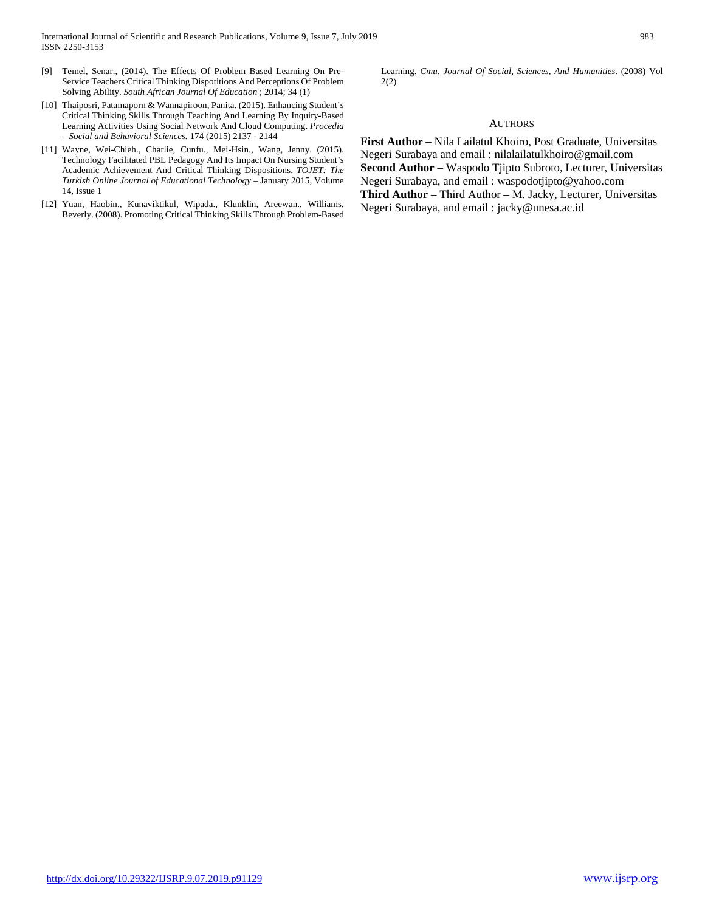[9] Temel, Senar., (2014). The Effects Of Problem Based Learning On Pre-Service Teachers Critical Thinking Dispotitions And Perceptions Of Problem Solving Ability. *South African Journal Of Education* ; 2014; 34 (1)

[10] Thaiposri, Patamaporn & Wannapiroon, Panita. (2015). Enhancing Student's Critical Thinking Skills Through Teaching And Learning By Inquiry-Based Learning Activities Using Social Network And Cloud Computing. *Procedia – Social and Behavioral Sciences.* 174 (2015) 2137 - 2144

[11] Wayne, Wei-Chieh., Charlie, Cunfu., Mei-Hsin., Wang, Jenny. (2015). Technology Facilitated PBL Pedagogy And Its Impact On Nursing Student's Academic Achievement And Critical Thinking Dispositions. *TOJET: The Turkish Online Journal of Educational Technology* – January 2015, Volume 14, Issue 1

[12] Yuan, Haobin., Kunaviktikul, Wipada., Klunklin, Areewan., Williams, Beverly. (2008). Promoting Critical Thinking Skills Through Problem-Based Learning. *Cmu. Journal Of Social, Sciences, And Humanities.* (2008) Vol 2(2)

## AUTHORS

**First Author** – Nila Lailatul Khoiro, Post Graduate, Universitas Negeri Surabaya and email : nilalailatulkhoiro@gmail.com

**Second Author** – Waspodo Tjipto Subroto, Lecturer, Universitas Negeri Surabaya, and email : waspodotjipto@yahoo.com

**Third Author** – Third Author – M. Jacky, Lecturer, Universitas Negeri Surabaya, and email : jacky@unesa.ac.id